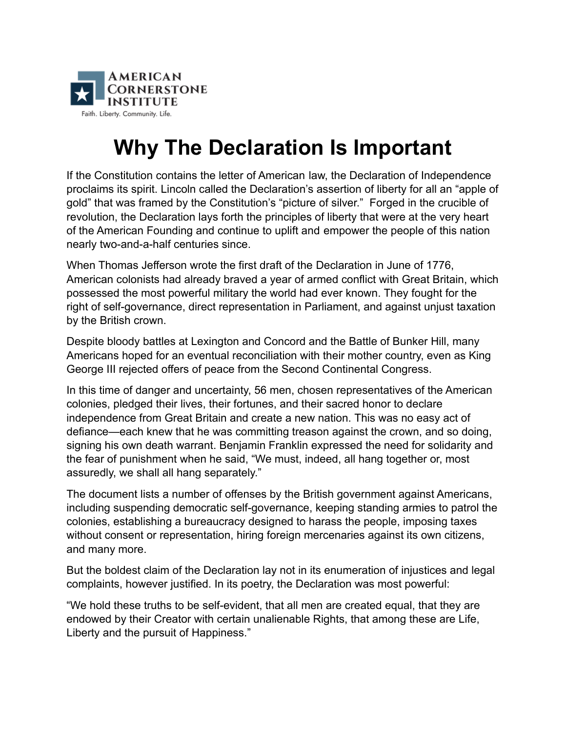AMERICAN CORNERSTONE INSTITUTE

Faith. Liberty. Community. Life.

# Why The Declaration Is Important

If the Constitution contains the letter of American law, the Declaration of Independence proclaims its spirit. Lincoln called the Declaration's assertion of liberty for all an "apple of gold" that was framed by the Constitution's "picture of silver." Forged in the crucible of revolution, the Declaration lays forth the principles of liberty that were at the very heart of the American Founding and continue to uplift and empower the people of this nation nearly two-and-a-half centuries since.

When Thomas Jefferson wrote the first draft of the Declaration in June of 1776, American colonists had already braved a year of armed conflict with Great Britain, which possessed the most powerful military the world had ever known. They fought for the right of self-governance, direct representation in Parliament, and against unjust taxation by the British crown.

Despite bloody battles at Lexington and Concord and the Battle of Bunker Hill, many Americans hoped for an eventual reconciliation with their mother country, even as King George III rejected offers of peace from the Second Continental Congress.

In this time of danger and uncertainty, 56 men, chosen representatives of the American colonies, pledged their lives, their fortunes, and their sacred honor to declare independence from Great Britain and create a new nation. This was no easy act of defiance—each knew that he was committing treason against the crown, and so doing, signing his own death warrant. Benjamin Franklin expressed the need for solidarity and the fear of punishment when he said, "We must, indeed, all hang together or, most assuredly, we shall all hang separately."

The document lists a number of offenses by the British government against Americans, including suspending democratic self-governance, keeping standing armies to patrol the colonies, establishing a bureaucracy designed to harass the people, imposing taxes without consent or representation, hiring foreign mercenaries against its own citizens, and many more.

But the boldest claim of the Declaration lay not in its enumeration of injustices and legal complaints, however justified. In its poetry, the Declaration was most powerful:

"We hold these truths to be self-evident, that all men are created equal, that they are endowed by their Creator with certain unalienable Rights, that among these are Life, Liberty and the pursuit of Happiness."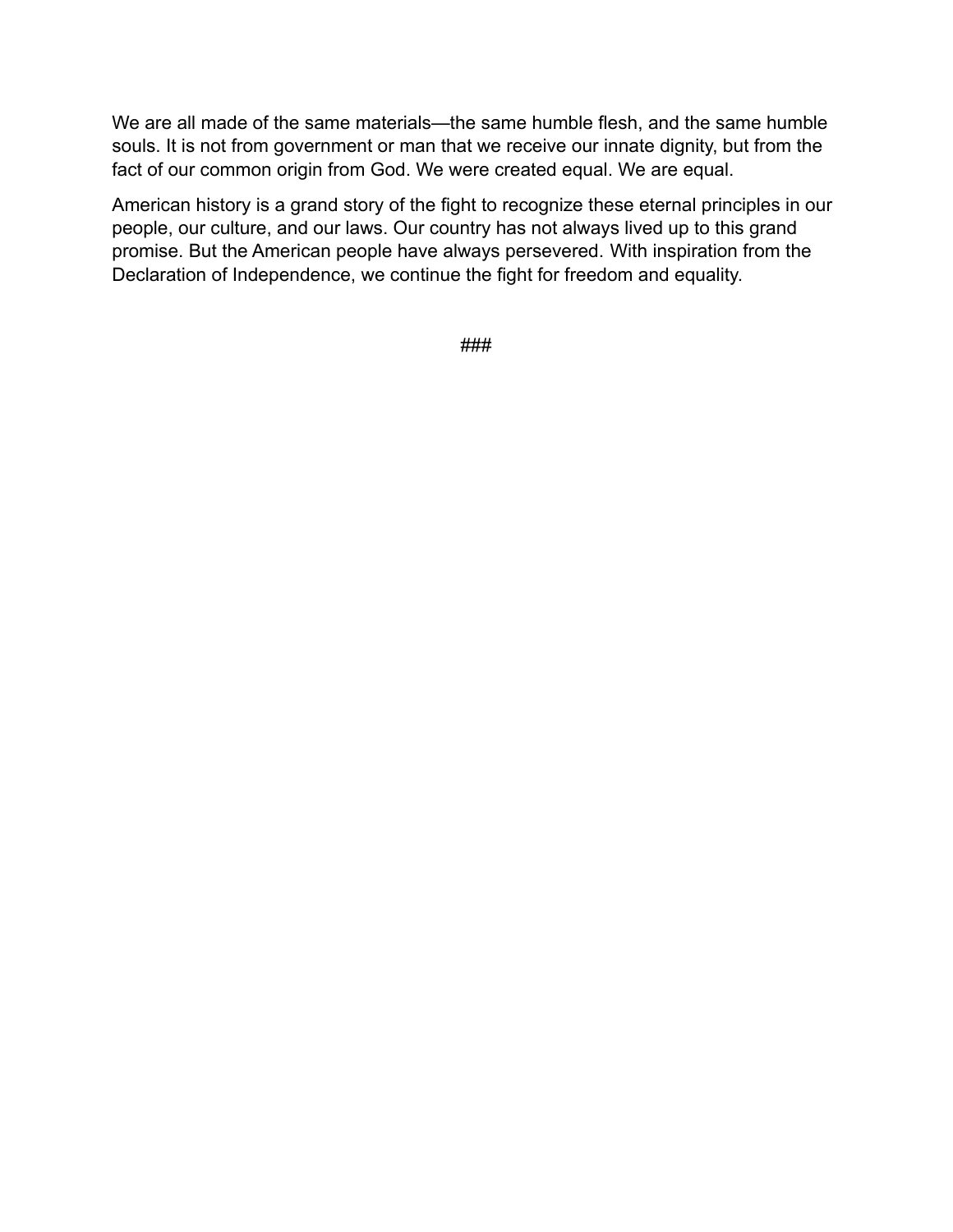We are all made of the same materials—the same humble flesh, and the same humble souls. It is not from government or man that we receive our innate dignity, but from the fact of our common origin from God. We were created equal. We are equal.

American history is a grand story of the fight to recognize these eternal principles in our people, our culture, and our laws. Our country has not always lived up to this grand promise. But the American people have always persevered. With inspiration from the Declaration of Independence, we continue the fight for freedom and equality.

###